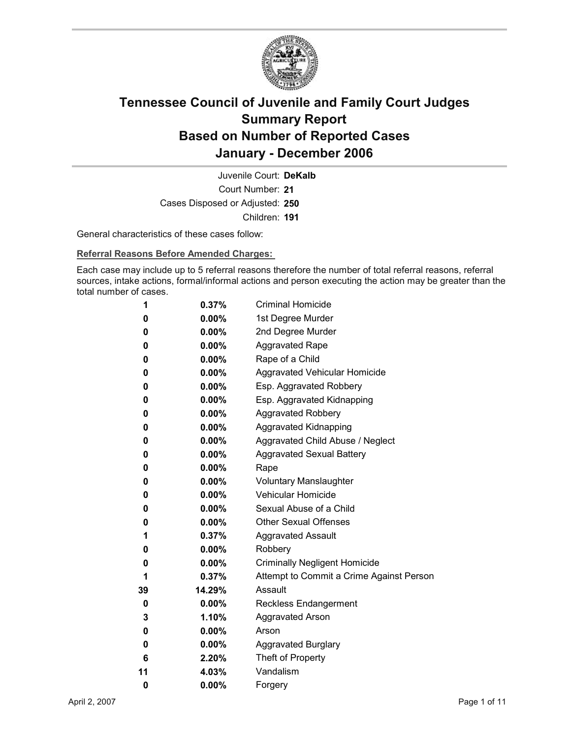# Tennessee Council of Juvenile and Family Court Judges
## Summary Report
## Based on Number of Reported Cases
## January - December 2006

Juvenile Court: **DeKalb**
Court Number: **21**
Cases Disposed or Adjusted: **250**
Children: **191**

General characteristics of these cases follow:

**Referral Reasons Before Amended Charges:**

Each case may include up to 5 referral reasons therefore the number of total referral reasons, referral sources, intake actions, formal/informal actions and person executing the action may be greater than the total number of cases.

| Count | Percent | Referral Reason |
|---|---|---|
| **1** | **0.37%** | Criminal Homicide |
| **0** | **0.00%** | 1st Degree Murder |
| **0** | **0.00%** | 2nd Degree Murder |
| **0** | **0.00%** | Aggravated Rape |
| **0** | **0.00%** | Rape of a Child |
| **0** | **0.00%** | Aggravated Vehicular Homicide |
| **0** | **0.00%** | Esp. Aggravated Robbery |
| **0** | **0.00%** | Esp. Aggravated Kidnapping |
| **0** | **0.00%** | Aggravated Robbery |
| **0** | **0.00%** | Aggravated Kidnapping |
| **0** | **0.00%** | Aggravated Child Abuse / Neglect |
| **0** | **0.00%** | Aggravated Sexual Battery |
| **0** | **0.00%** | Rape |
| **0** | **0.00%** | Voluntary Manslaughter |
| **0** | **0.00%** | Vehicular Homicide |
| **0** | **0.00%** | Sexual Abuse of a Child |
| **0** | **0.00%** | Other Sexual Offenses |
| **1** | **0.37%** | Aggravated Assault |
| **0** | **0.00%** | Robbery |
| **0** | **0.00%** | Criminally Negligent Homicide |
| **1** | **0.37%** | Attempt to Commit a Crime Against Person |
| **39** | **14.29%** | Assault |
| **0** | **0.00%** | Reckless Endangerment |
| **3** | **1.10%** | Aggravated Arson |
| **0** | **0.00%** | Arson |
| **0** | **0.00%** | Aggravated Burglary |
| **6** | **2.20%** | Theft of Property |
| **11** | **4.03%** | Vandalism |
| **0** | **0.00%** | Forgery |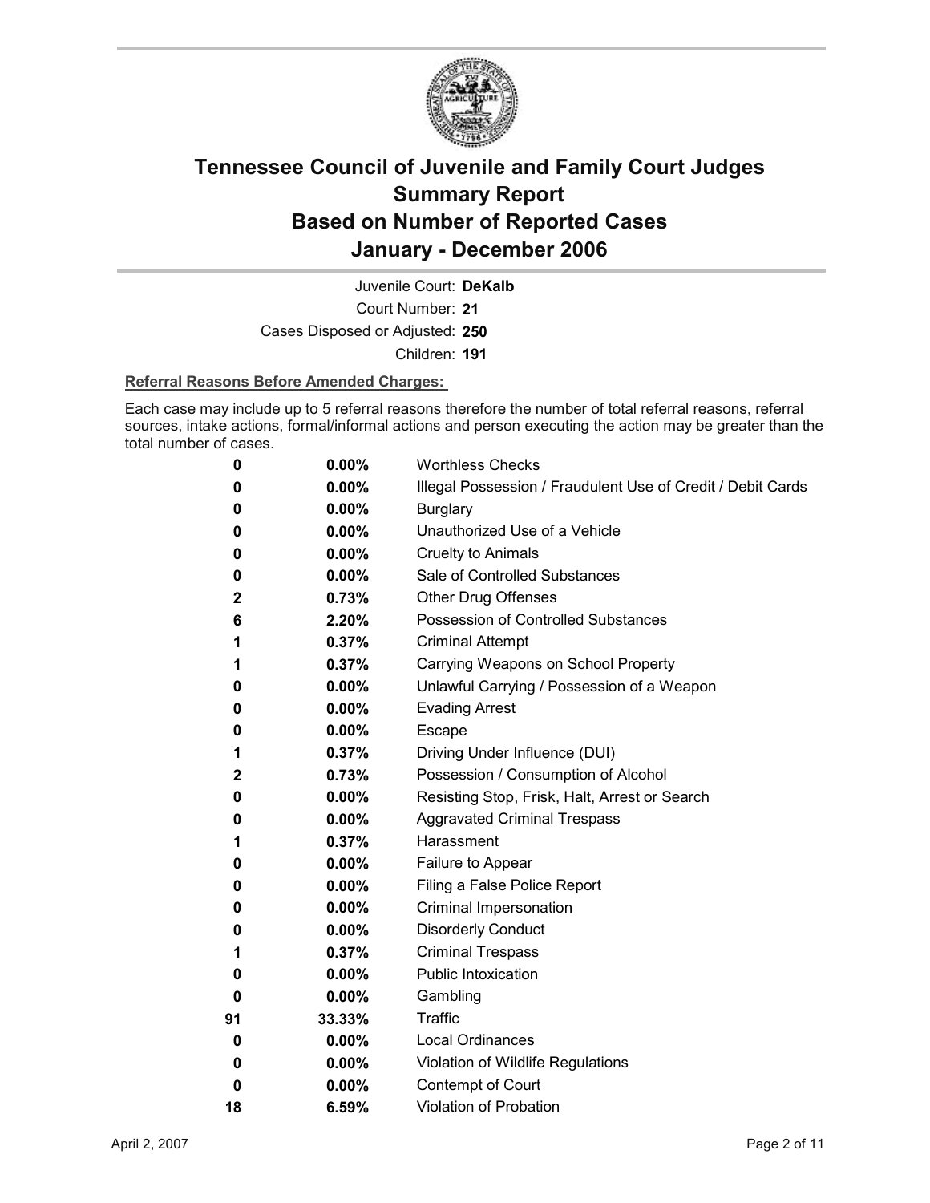# Tennessee Council of Juvenile and Family Court Judges
# Summary Report
# Based on Number of Reported Cases
# January - December 2006

Juvenile Court: **DeKalb**

Court Number: **21**

Cases Disposed or Adjusted: **250**

Children: **191**

**Referral Reasons Before Amended Charges:**

Each case may include up to 5 referral reasons therefore the number of total referral reasons, referral sources, intake actions, formal/informal actions and person executing the action may be greater than the total number of cases.

| | | |
|---|---|---|
| 0 | 0.00% | Worthless Checks |
| 0 | 0.00% | Illegal Possession / Fraudulent Use of Credit / Debit Cards |
| 0 | 0.00% | Burglary |
| 0 | 0.00% | Unauthorized Use of a Vehicle |
| 0 | 0.00% | Cruelty to Animals |
| 0 | 0.00% | Sale of Controlled Substances |
| 2 | 0.73% | Other Drug Offenses |
| 6 | 2.20% | Possession of Controlled Substances |
| 1 | 0.37% | Criminal Attempt |
| 1 | 0.37% | Carrying Weapons on School Property |
| 0 | 0.00% | Unlawful Carrying / Possession of a Weapon |
| 0 | 0.00% | Evading Arrest |
| 0 | 0.00% | Escape |
| 1 | 0.37% | Driving Under Influence (DUI) |
| 2 | 0.73% | Possession / Consumption of Alcohol |
| 0 | 0.00% | Resisting Stop, Frisk, Halt, Arrest or Search |
| 0 | 0.00% | Aggravated Criminal Trespass |
| 1 | 0.37% | Harassment |
| 0 | 0.00% | Failure to Appear |
| 0 | 0.00% | Filing a False Police Report |
| 0 | 0.00% | Criminal Impersonation |
| 0 | 0.00% | Disorderly Conduct |
| 1 | 0.37% | Criminal Trespass |
| 0 | 0.00% | Public Intoxication |
| 0 | 0.00% | Gambling |
| 91 | 33.33% | Traffic |
| 0 | 0.00% | Local Ordinances |
| 0 | 0.00% | Violation of Wildlife Regulations |
| 0 | 0.00% | Contempt of Court |
| 18 | 6.59% | Violation of Probation |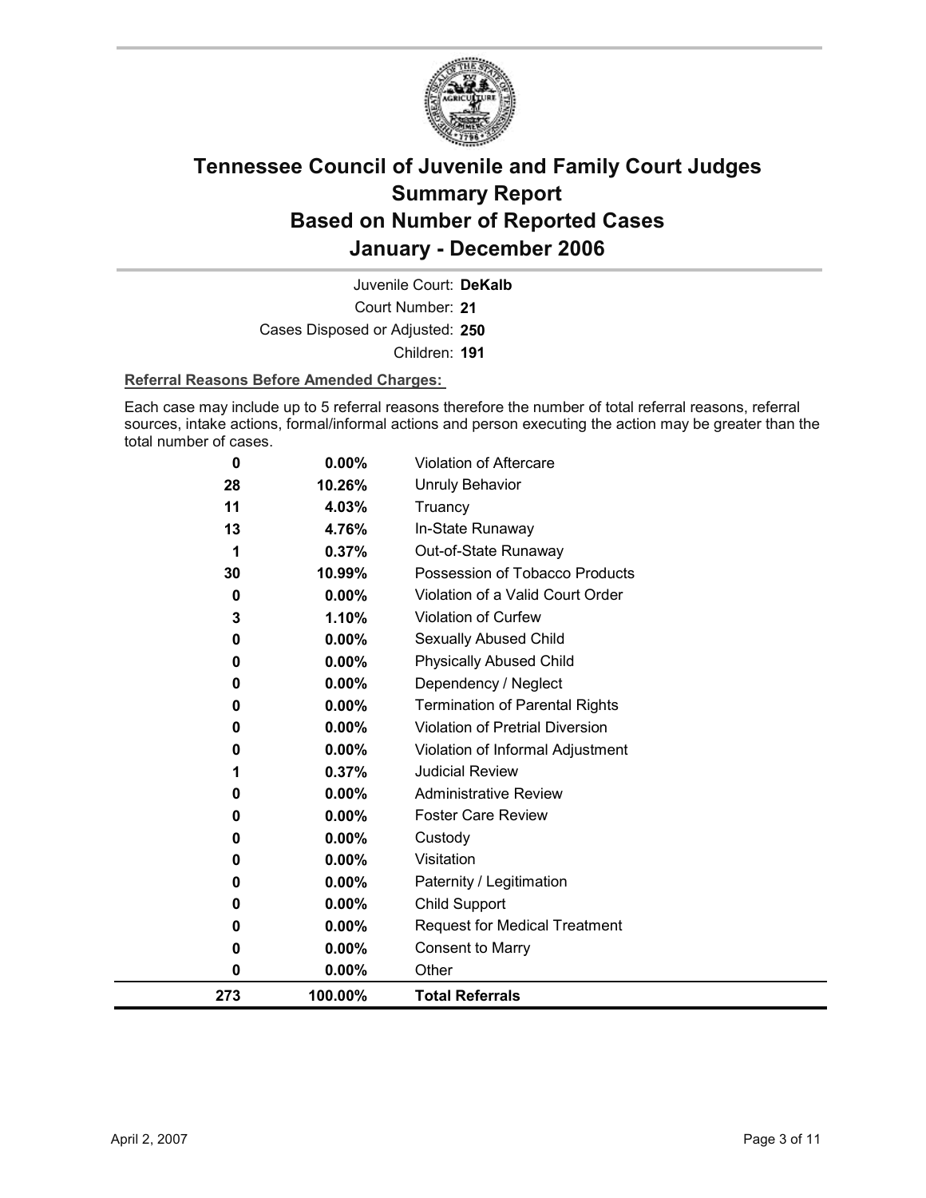# Tennessee Council of Juvenile and Family Court Judges Summary Report Based on Number of Reported Cases January - December 2006

Juvenile Court: **DeKalb**

Court Number: **21**

Cases Disposed or Adjusted: **250**

Children: **191**

**Referral Reasons Before Amended Charges:**

Each case may include up to 5 referral reasons therefore the number of total referral reasons, referral sources, intake actions, formal/informal actions and person executing the action may be greater than the total number of cases.

| | | |
|---|---|---|
| 0 | 0.00% | Violation of Aftercare |
| 28 | 10.26% | Unruly Behavior |
| 11 | 4.03% | Truancy |
| 13 | 4.76% | In-State Runaway |
| 1 | 0.37% | Out-of-State Runaway |
| 30 | 10.99% | Possession of Tobacco Products |
| 0 | 0.00% | Violation of a Valid Court Order |
| 3 | 1.10% | Violation of Curfew |
| 0 | 0.00% | Sexually Abused Child |
| 0 | 0.00% | Physically Abused Child |
| 0 | 0.00% | Dependency / Neglect |
| 0 | 0.00% | Termination of Parental Rights |
| 0 | 0.00% | Violation of Pretrial Diversion |
| 0 | 0.00% | Violation of Informal Adjustment |
| 1 | 0.37% | Judicial Review |
| 0 | 0.00% | Administrative Review |
| 0 | 0.00% | Foster Care Review |
| 0 | 0.00% | Custody |
| 0 | 0.00% | Visitation |
| 0 | 0.00% | Paternity / Legitimation |
| 0 | 0.00% | Child Support |
| 0 | 0.00% | Request for Medical Treatment |
| 0 | 0.00% | Consent to Marry |
| 0 | 0.00% | Other |
| **273** | **100.00%** | **Total Referrals** |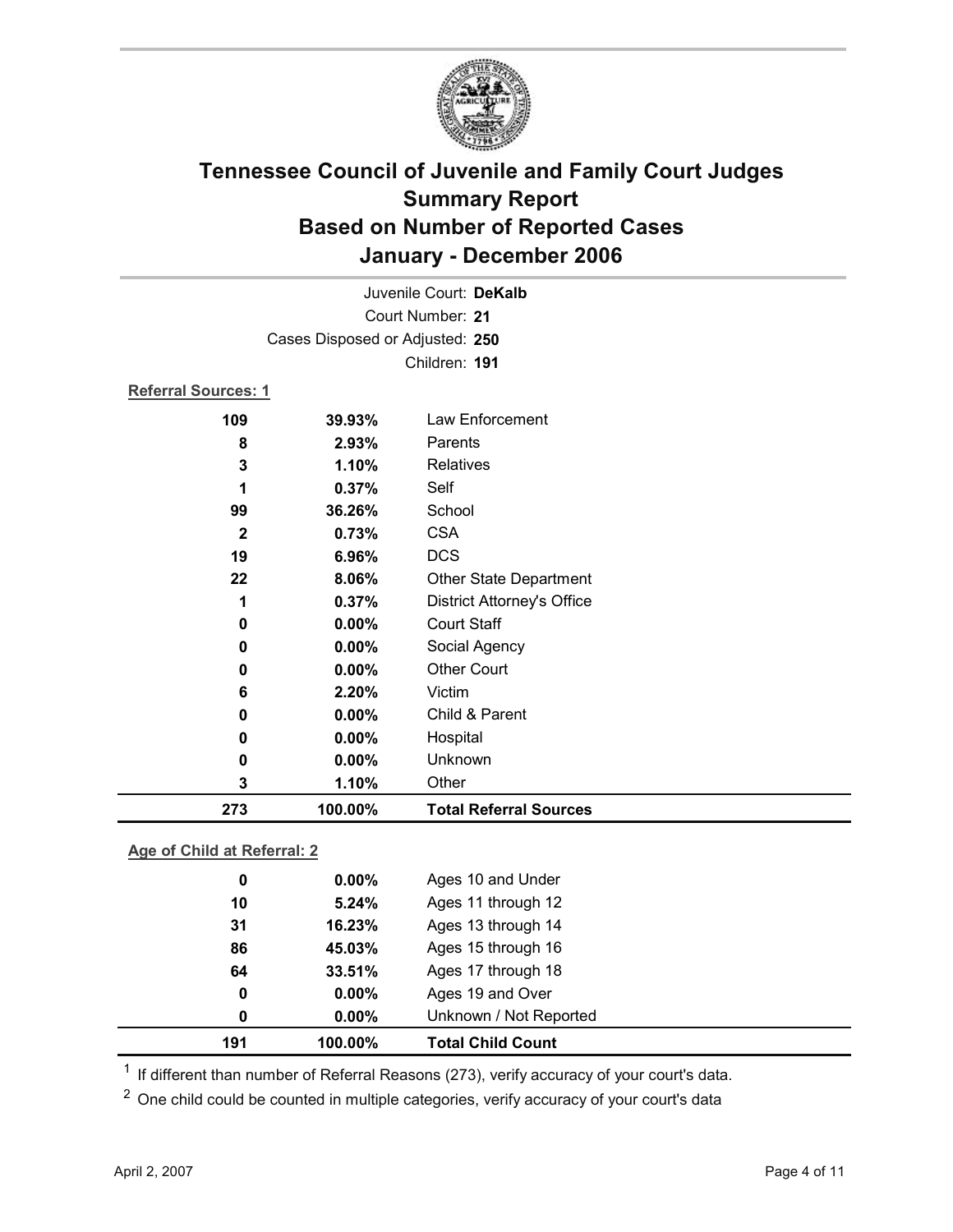# Tennessee Council of Juvenile and Family Court Judges Summary Report Based on Number of Reported Cases January - December 2006

Juvenile Court: **DeKalb**

Court Number: **21**

Cases Disposed or Adjusted: **250**

Children: **191**

**Referral Sources: 1**

| Count | Percent | Source |
|---|---|---|
| 109 | 39.93% | Law Enforcement |
| 8 | 2.93% | Parents |
| 3 | 1.10% | Relatives |
| 1 | 0.37% | Self |
| 99 | 36.26% | School |
| 2 | 0.73% | CSA |
| 19 | 6.96% | DCS |
| 22 | 8.06% | Other State Department |
| 1 | 0.37% | District Attorney's Office |
| 0 | 0.00% | Court Staff |
| 0 | 0.00% | Social Agency |
| 0 | 0.00% | Other Court |
| 6 | 2.20% | Victim |
| 0 | 0.00% | Child & Parent |
| 0 | 0.00% | Hospital |
| 0 | 0.00% | Unknown |
| 3 | 1.10% | Other |
| **273** | **100.00%** | **Total Referral Sources** |

**Age of Child at Referral: 2**

| Count | Percent | Age |
|---|---|---|
| 0 | 0.00% | Ages 10 and Under |
| 10 | 5.24% | Ages 11 through 12 |
| 31 | 16.23% | Ages 13 through 14 |
| 86 | 45.03% | Ages 15 through 16 |
| 64 | 33.51% | Ages 17 through 18 |
| 0 | 0.00% | Ages 19 and Over |
| 0 | 0.00% | Unknown / Not Reported |
| **191** | **100.00%** | **Total Child Count** |

[1] If different than number of Referral Reasons (273), verify accuracy of your court's data.

[2] One child could be counted in multiple categories, verify accuracy of your court's data

April 2, 2007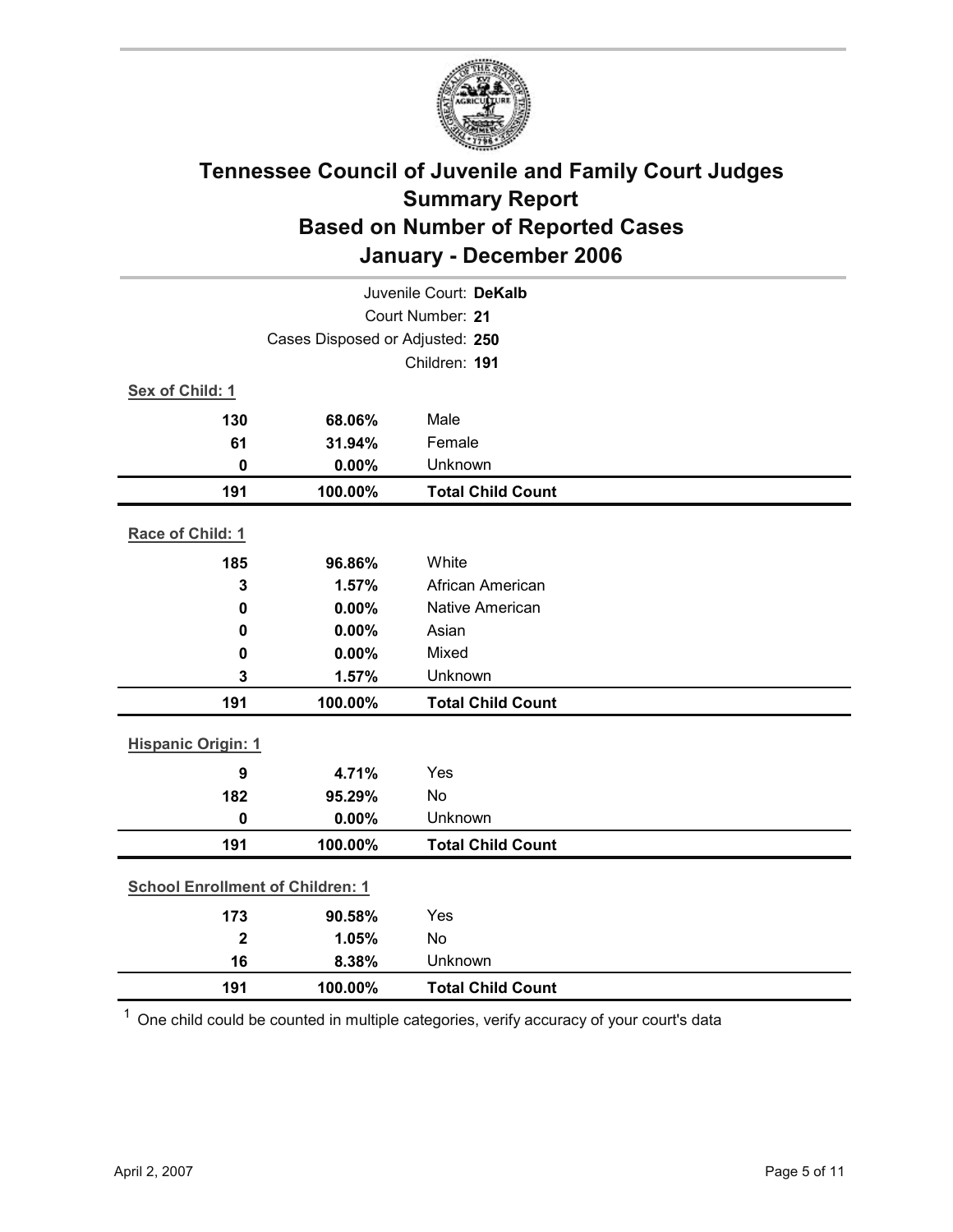# Tennessee Council of Juvenile and Family Court Judges Summary Report Based on Number of Reported Cases January - December 2006

Juvenile Court: **DeKalb**

Court Number: **21**

Cases Disposed or Adjusted: **250**

Children: **191**

| Sex of Child: 1 | | |
|---|---|---|
| 130 | 68.06% | Male |
| 61 | 31.94% | Female |
| 0 | 0.00% | Unknown |
| **191** | **100.00%** | **Total Child Count** |

| Race of Child: 1 | | |
|---|---|---|
| 185 | 96.86% | White |
| 3 | 1.57% | African American |
| 0 | 0.00% | Native American |
| 0 | 0.00% | Asian |
| 0 | 0.00% | Mixed |
| 3 | 1.57% | Unknown |
| **191** | **100.00%** | **Total Child Count** |

| Hispanic Origin: 1 | | |
|---|---|---|
| 9 | 4.71% | Yes |
| 182 | 95.29% | No |
| 0 | 0.00% | Unknown |
| **191** | **100.00%** | **Total Child Count** |

| School Enrollment of Children: 1 | | |
|---|---|---|
| 173 | 90.58% | Yes |
| 2 | 1.05% | No |
| 16 | 8.38% | Unknown |
| **191** | **100.00%** | **Total Child Count** |

[1] One child could be counted in multiple categories, verify accuracy of your court's data

April 2, 2007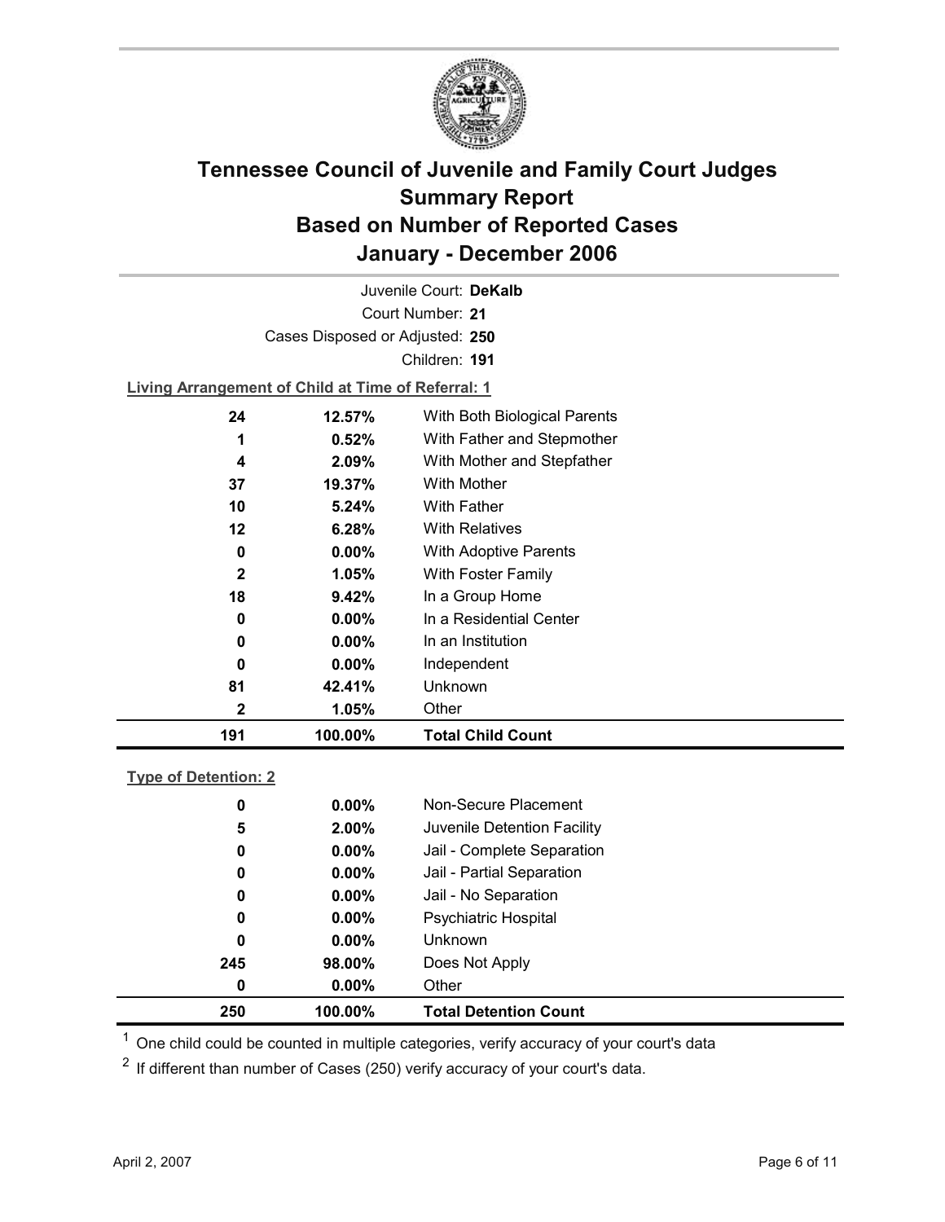# Tennessee Council of Juvenile and Family Court Judges
# Summary Report
# Based on Number of Reported Cases
# January - December 2006

Juvenile Court: **DeKalb**

Court Number: **21**

Cases Disposed or Adjusted: **250**

Children: **191**

**Living Arrangement of Child at Time of Referral: 1**

| | | |
|---|---|---|
| 24 | 12.57% | With Both Biological Parents |
| 1 | 0.52% | With Father and Stepmother |
| 4 | 2.09% | With Mother and Stepfather |
| 37 | 19.37% | With Mother |
| 10 | 5.24% | With Father |
| 12 | 6.28% | With Relatives |
| 0 | 0.00% | With Adoptive Parents |
| 2 | 1.05% | With Foster Family |
| 18 | 9.42% | In a Group Home |
| 0 | 0.00% | In a Residential Center |
| 0 | 0.00% | In an Institution |
| 0 | 0.00% | Independent |
| 81 | 42.41% | Unknown |
| 2 | 1.05% | Other |
| **191** | **100.00%** | **Total Child Count** |

**Type of Detention: 2**

| | | |
|---|---|---|
| 0 | 0.00% | Non-Secure Placement |
| 5 | 2.00% | Juvenile Detention Facility |
| 0 | 0.00% | Jail - Complete Separation |
| 0 | 0.00% | Jail - Partial Separation |
| 0 | 0.00% | Jail - No Separation |
| 0 | 0.00% | Psychiatric Hospital |
| 0 | 0.00% | Unknown |
| 245 | 98.00% | Does Not Apply |
| 0 | 0.00% | Other |
| **250** | **100.00%** | **Total Detention Count** |

[1] One child could be counted in multiple categories, verify accuracy of your court's data

[2] If different than number of Cases (250) verify accuracy of your court's data.

April 2, 2007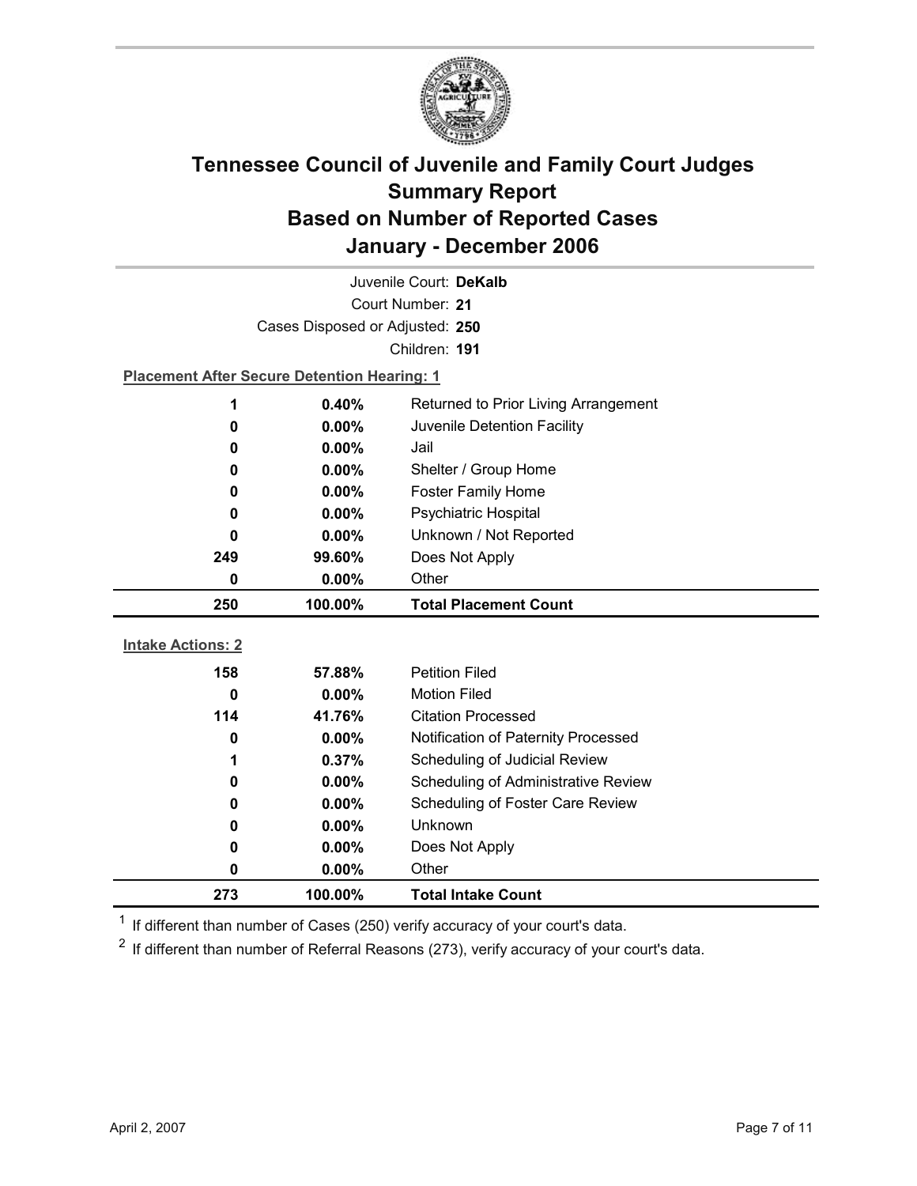# Tennessee Council of Juvenile and Family Court Judges
## Summary Report
## Based on Number of Reported Cases
## January - December 2006

Juvenile Court: **DeKalb**

Court Number: **21**

Cases Disposed or Adjusted: **250**

Children: **191**

**Placement After Secure Detention Hearing: 1**

| | | |
|---|---|---|
| 1 | 0.40% | Returned to Prior Living Arrangement |
| 0 | 0.00% | Juvenile Detention Facility |
| 0 | 0.00% | Jail |
| 0 | 0.00% | Shelter / Group Home |
| 0 | 0.00% | Foster Family Home |
| 0 | 0.00% | Psychiatric Hospital |
| 0 | 0.00% | Unknown / Not Reported |
| 249 | 99.60% | Does Not Apply |
| 0 | 0.00% | Other |
| **250** | **100.00%** | **Total Placement Count** |

**Intake Actions: 2**

| | | |
|---|---|---|
| 158 | 57.88% | Petition Filed |
| 0 | 0.00% | Motion Filed |
| 114 | 41.76% | Citation Processed |
| 0 | 0.00% | Notification of Paternity Processed |
| 1 | 0.37% | Scheduling of Judicial Review |
| 0 | 0.00% | Scheduling of Administrative Review |
| 0 | 0.00% | Scheduling of Foster Care Review |
| 0 | 0.00% | Unknown |
| 0 | 0.00% | Does Not Apply |
| 0 | 0.00% | Other |
| **273** | **100.00%** | **Total Intake Count** |

[1] If different than number of Cases (250) verify accuracy of your court's data.

[2] If different than number of Referral Reasons (273), verify accuracy of your court's data.

April 2, 2007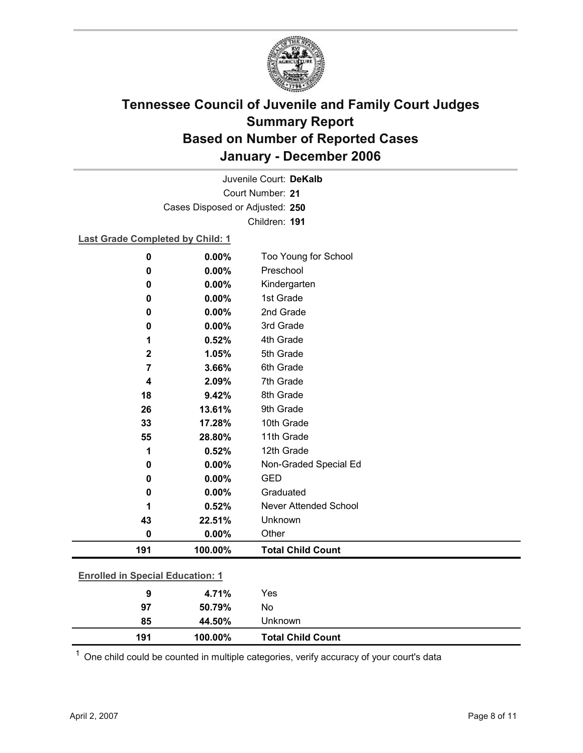# Tennessee Council of Juvenile and Family Court Judges
## Summary Report
## Based on Number of Reported Cases
## January - December 2006

Juvenile Court: **DeKalb**
Court Number: **21**
Cases Disposed or Adjusted: **250**
Children: **191**

**Last Grade Completed by Child: 1**

| Count | Percent | Category |
|---|---|---|
| 0 | 0.00% | Too Young for School |
| 0 | 0.00% | Preschool |
| 0 | 0.00% | Kindergarten |
| 0 | 0.00% | 1st Grade |
| 0 | 0.00% | 2nd Grade |
| 0 | 0.00% | 3rd Grade |
| 1 | 0.52% | 4th Grade |
| 2 | 1.05% | 5th Grade |
| 7 | 3.66% | 6th Grade |
| 4 | 2.09% | 7th Grade |
| 18 | 9.42% | 8th Grade |
| 26 | 13.61% | 9th Grade |
| 33 | 17.28% | 10th Grade |
| 55 | 28.80% | 11th Grade |
| 1 | 0.52% | 12th Grade |
| 0 | 0.00% | Non-Graded Special Ed |
| 0 | 0.00% | GED |
| 0 | 0.00% | Graduated |
| 1 | 0.52% | Never Attended School |
| 43 | 22.51% | Unknown |
| 0 | 0.00% | Other |
| **191** | **100.00%** | **Total Child Count** |

**Enrolled in Special Education: 1**

| Count | Percent | Category |
|---|---|---|
| 9 | 4.71% | Yes |
| 97 | 50.79% | No |
| 85 | 44.50% | Unknown |
| **191** | **100.00%** | **Total Child Count** |

[1] One child could be counted in multiple categories, verify accuracy of your court's data

April 2, 2007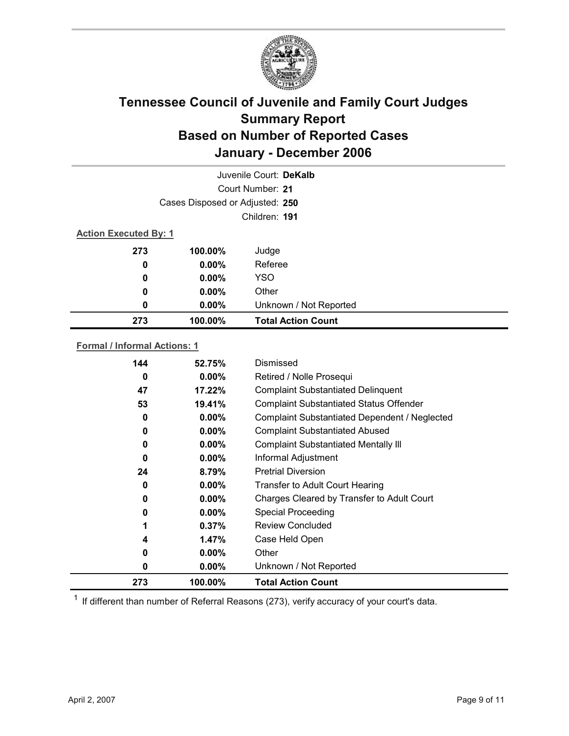# Tennessee Council of Juvenile and Family Court Judges
# Summary Report
# Based on Number of Reported Cases
# January - December 2006

Juvenile Court: **DeKalb**

Court Number: **21**

Cases Disposed or Adjusted: **250**

Children: **191**

**Action Executed By: 1**

| | | |
|---|---|---|
| 273 | 100.00% | Judge |
| 0 | 0.00% | Referee |
| 0 | 0.00% | YSO |
| 0 | 0.00% | Other |
| 0 | 0.00% | Unknown / Not Reported |
| **273** | **100.00%** | **Total Action Count** |

**Formal / Informal Actions: 1**

| | | |
|---|---|---|
| 144 | 52.75% | Dismissed |
| 0 | 0.00% | Retired / Nolle Prosequi |
| 47 | 17.22% | Complaint Substantiated Delinquent |
| 53 | 19.41% | Complaint Substantiated Status Offender |
| 0 | 0.00% | Complaint Substantiated Dependent / Neglected |
| 0 | 0.00% | Complaint Substantiated Abused |
| 0 | 0.00% | Complaint Substantiated Mentally Ill |
| 0 | 0.00% | Informal Adjustment |
| 24 | 8.79% | Pretrial Diversion |
| 0 | 0.00% | Transfer to Adult Court Hearing |
| 0 | 0.00% | Charges Cleared by Transfer to Adult Court |
| 0 | 0.00% | Special Proceeding |
| 1 | 0.37% | Review Concluded |
| 4 | 1.47% | Case Held Open |
| 0 | 0.00% | Other |
| 0 | 0.00% | Unknown / Not Reported |
| **273** | **100.00%** | **Total Action Count** |

[1] If different than number of Referral Reasons (273), verify accuracy of your court's data.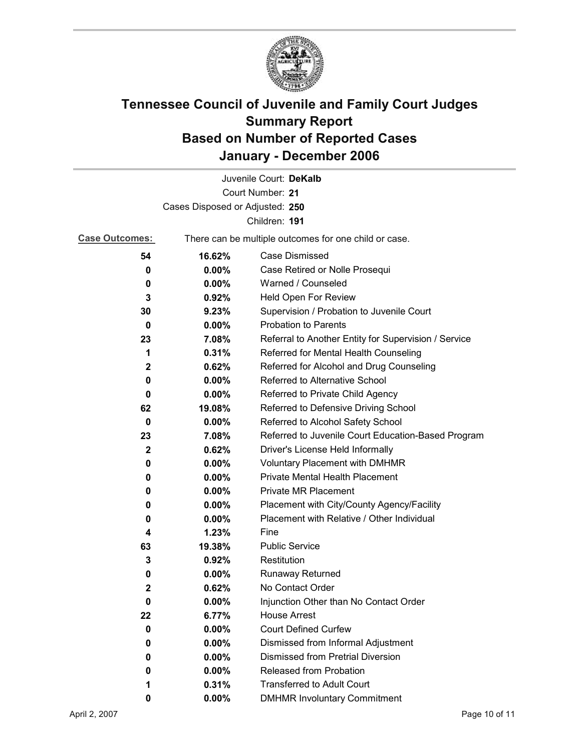# Tennessee Council of Juvenile and Family Court Judges
## Summary Report
## Based on Number of Reported Cases
## January - December 2006

Juvenile Court: **DeKalb**

Court Number: **21**

Cases Disposed or Adjusted: **250**

Children: **191**

**Case Outcomes:** There can be multiple outcomes for one child or case.

| Count | Percent | Outcome |
|---|---|---|
| **54** | **16.62%** | Case Dismissed |
| **0** | **0.00%** | Case Retired or Nolle Prosequi |
| **0** | **0.00%** | Warned / Counseled |
| **3** | **0.92%** | Held Open For Review |
| **30** | **9.23%** | Supervision / Probation to Juvenile Court |
| **0** | **0.00%** | Probation to Parents |
| **23** | **7.08%** | Referral to Another Entity for Supervision / Service |
| **1** | **0.31%** | Referred for Mental Health Counseling |
| **2** | **0.62%** | Referred for Alcohol and Drug Counseling |
| **0** | **0.00%** | Referred to Alternative School |
| **0** | **0.00%** | Referred to Private Child Agency |
| **62** | **19.08%** | Referred to Defensive Driving School |
| **0** | **0.00%** | Referred to Alcohol Safety School |
| **23** | **7.08%** | Referred to Juvenile Court Education-Based Program |
| **2** | **0.62%** | Driver's License Held Informally |
| **0** | **0.00%** | Voluntary Placement with DMHMR |
| **0** | **0.00%** | Private Mental Health Placement |
| **0** | **0.00%** | Private MR Placement |
| **0** | **0.00%** | Placement with City/County Agency/Facility |
| **0** | **0.00%** | Placement with Relative / Other Individual |
| **4** | **1.23%** | Fine |
| **63** | **19.38%** | Public Service |
| **3** | **0.92%** | Restitution |
| **0** | **0.00%** | Runaway Returned |
| **2** | **0.62%** | No Contact Order |
| **0** | **0.00%** | Injunction Other than No Contact Order |
| **22** | **6.77%** | House Arrest |
| **0** | **0.00%** | Court Defined Curfew |
| **0** | **0.00%** | Dismissed from Informal Adjustment |
| **0** | **0.00%** | Dismissed from Pretrial Diversion |
| **0** | **0.00%** | Released from Probation |
| **1** | **0.31%** | Transferred to Adult Court |
| **0** | **0.00%** | DMHMR Involuntary Commitment |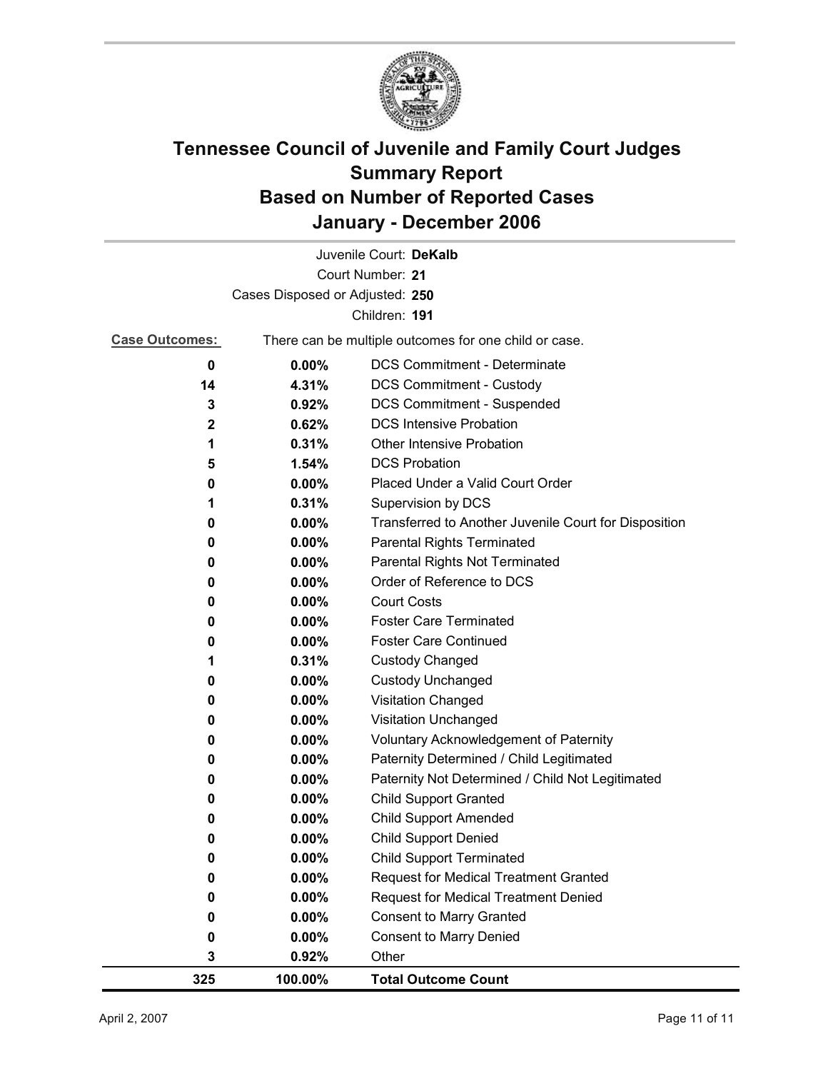# Tennessee Council of Juvenile and Family Court Judges
## Summary Report
## Based on Number of Reported Cases
## January - December 2006

Juvenile Court: **DeKalb**
Court Number: **21**
Cases Disposed or Adjusted: **250**
Children: **191**

**Case Outcomes:** There can be multiple outcomes for one child or case.

| | | |
|---|---|---|
| **0** | **0.00%** | DCS Commitment - Determinate |
| **14** | **4.31%** | DCS Commitment - Custody |
| **3** | **0.92%** | DCS Commitment - Suspended |
| **2** | **0.62%** | DCS Intensive Probation |
| **1** | **0.31%** | Other Intensive Probation |
| **5** | **1.54%** | DCS Probation |
| **0** | **0.00%** | Placed Under a Valid Court Order |
| **1** | **0.31%** | Supervision by DCS |
| **0** | **0.00%** | Transferred to Another Juvenile Court for Disposition |
| **0** | **0.00%** | Parental Rights Terminated |
| **0** | **0.00%** | Parental Rights Not Terminated |
| **0** | **0.00%** | Order of Reference to DCS |
| **0** | **0.00%** | Court Costs |
| **0** | **0.00%** | Foster Care Terminated |
| **0** | **0.00%** | Foster Care Continued |
| **1** | **0.31%** | Custody Changed |
| **0** | **0.00%** | Custody Unchanged |
| **0** | **0.00%** | Visitation Changed |
| **0** | **0.00%** | Visitation Unchanged |
| **0** | **0.00%** | Voluntary Acknowledgement of Paternity |
| **0** | **0.00%** | Paternity Determined / Child Legitimated |
| **0** | **0.00%** | Paternity Not Determined / Child Not Legitimated |
| **0** | **0.00%** | Child Support Granted |
| **0** | **0.00%** | Child Support Amended |
| **0** | **0.00%** | Child Support Denied |
| **0** | **0.00%** | Child Support Terminated |
| **0** | **0.00%** | Request for Medical Treatment Granted |
| **0** | **0.00%** | Request for Medical Treatment Denied |
| **0** | **0.00%** | Consent to Marry Granted |
| **0** | **0.00%** | Consent to Marry Denied |
| **3** | **0.92%** | Other |
| **325** | **100.00%** | **Total Outcome Count** |

April 2, 2007